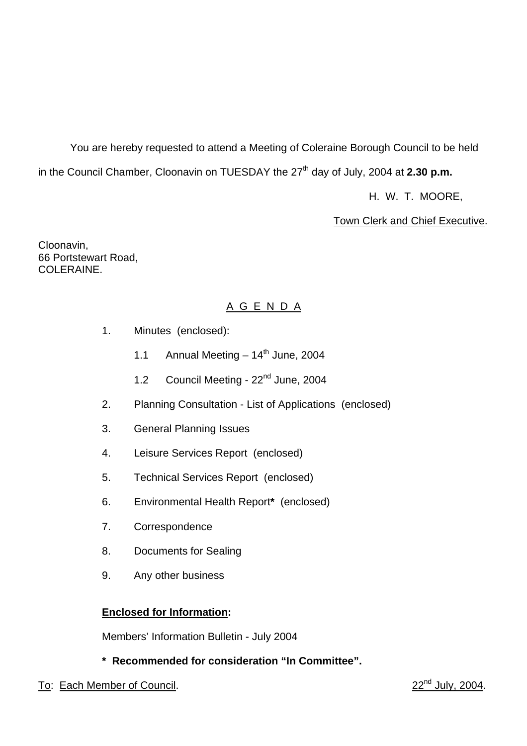You are hereby requested to attend a Meeting of Coleraine Borough Council to be held in the Council Chamber, Cloonavin on TUESDAY the 27th day of July, 2004 at **2.30 p.m.**

H. W. T. MOORE,

Town Clerk and Chief Executive.

Cloonavin,
66 Portstewart Road,
COLERAINE.

## A G E N D A

1. Minutes (enclosed):
   - 1.1 Annual Meeting – 14th June, 2004
   - 1.2 Council Meeting - 22nd June, 2004
2. Planning Consultation - List of Applications (enclosed)
3. General Planning Issues
4. Leisure Services Report (enclosed)
5. Technical Services Report (enclosed)
6. Environmental Health Report**\*** (enclosed)
7. Correspondence
8. Documents for Sealing
9. Any other business

**Enclosed for Information:**

Members' Information Bulletin - July 2004

**\* Recommended for consideration "In Committee".**

To: Each Member of Council.

22nd July, 2004.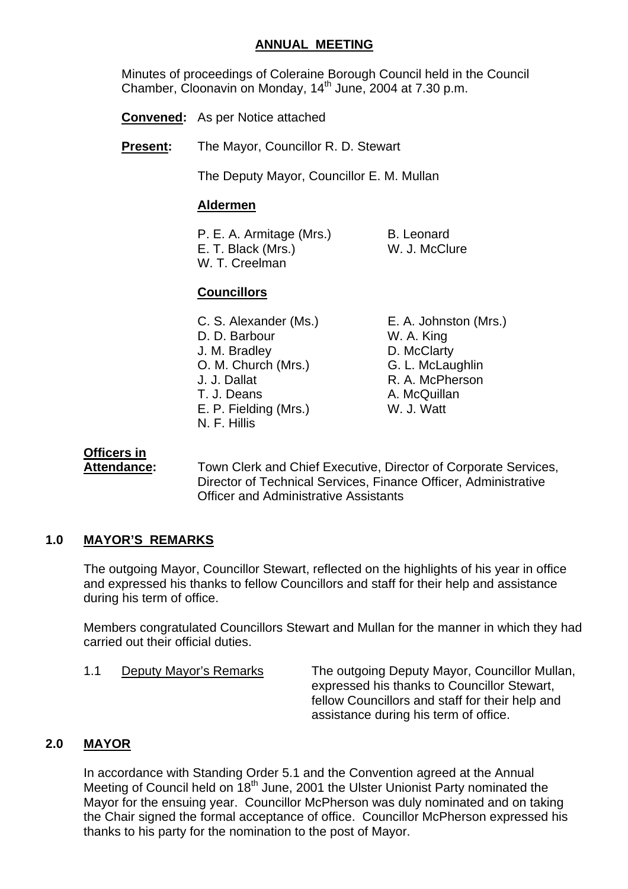## ANNUAL MEETING

Minutes of proceedings of Coleraine Borough Council held in the Council Chamber, Cloonavin on Monday, 14th June, 2004 at 7.30 p.m.

**Convened:** As per Notice attached

**Present:** The Mayor, Councillor R. D. Stewart

The Deputy Mayor, Councillor E. M. Mullan

**Aldermen**

| | |
|---|---|
| P. E. A. Armitage (Mrs.) | B. Leonard |
| E. T. Black (Mrs.) | W. J. McClure |
| W. T. Creelman | |

**Councillors**

| | |
|---|---|
| C. S. Alexander (Ms.) | E. A. Johnston (Mrs.) |
| D. D. Barbour | W. A. King |
| J. M. Bradley | D. McClarty |
| O. M. Church (Mrs.) | G. L. McLaughlin |
| J. J. Dallat | R. A. McPherson |
| T. J. Deans | A. McQuillan |
| E. P. Fielding (Mrs.) | W. J. Watt |
| N. F. Hillis | |

**Officers in Attendance:** Town Clerk and Chief Executive, Director of Corporate Services, Director of Technical Services, Finance Officer, Administrative Officer and Administrative Assistants

### 1.0 MAYOR'S REMARKS

The outgoing Mayor, Councillor Stewart, reflected on the highlights of his year in office and expressed his thanks to fellow Councillors and staff for their help and assistance during his term of office.

Members congratulated Councillors Stewart and Mullan for the manner in which they had carried out their official duties.

1.1 Deputy Mayor's Remarks — The outgoing Deputy Mayor, Councillor Mullan, expressed his thanks to Councillor Stewart, fellow Councillors and staff for their help and assistance during his term of office.

### 2.0 MAYOR

In accordance with Standing Order 5.1 and the Convention agreed at the Annual Meeting of Council held on 18th June, 2001 the Ulster Unionist Party nominated the Mayor for the ensuing year. Councillor McPherson was duly nominated and on taking the Chair signed the formal acceptance of office. Councillor McPherson expressed his thanks to his party for the nomination to the post of Mayor.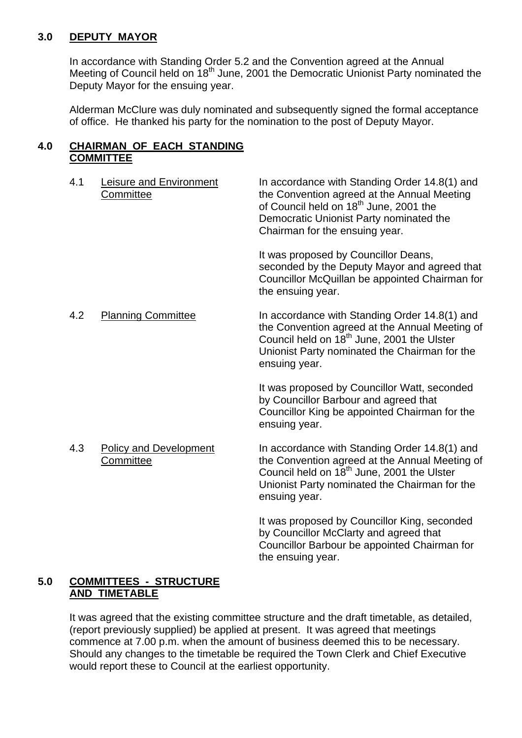## 3.0 DEPUTY MAYOR

In accordance with Standing Order 5.2 and the Convention agreed at the Annual Meeting of Council held on 18th June, 2001 the Democratic Unionist Party nominated the Deputy Mayor for the ensuing year.

Alderman McClure was duly nominated and subsequently signed the formal acceptance of office. He thanked his party for the nomination to the post of Deputy Mayor.

## 4.0 CHAIRMAN OF EACH STANDING COMMITTEE

4.1 Leisure and Environment Committee

In accordance with Standing Order 14.8(1) and the Convention agreed at the Annual Meeting of Council held on 18th June, 2001 the Democratic Unionist Party nominated the Chairman for the ensuing year.

It was proposed by Councillor Deans, seconded by the Deputy Mayor and agreed that Councillor McQuillan be appointed Chairman for the ensuing year.

4.2 Planning Committee

In accordance with Standing Order 14.8(1) and the Convention agreed at the Annual Meeting of Council held on 18th June, 2001 the Ulster Unionist Party nominated the Chairman for the ensuing year.

It was proposed by Councillor Watt, seconded by Councillor Barbour and agreed that Councillor King be appointed Chairman for the ensuing year.

4.3 Policy and Development Committee

In accordance with Standing Order 14.8(1) and the Convention agreed at the Annual Meeting of Council held on 18th June, 2001 the Ulster Unionist Party nominated the Chairman for the ensuing year.

It was proposed by Councillor King, seconded by Councillor McClarty and agreed that Councillor Barbour be appointed Chairman for the ensuing year.

## 5.0 COMMITTEES - STRUCTURE AND TIMETABLE

It was agreed that the existing committee structure and the draft timetable, as detailed, (report previously supplied) be applied at present. It was agreed that meetings commence at 7.00 p.m. when the amount of business deemed this to be necessary. Should any changes to the timetable be required the Town Clerk and Chief Executive would report these to Council at the earliest opportunity.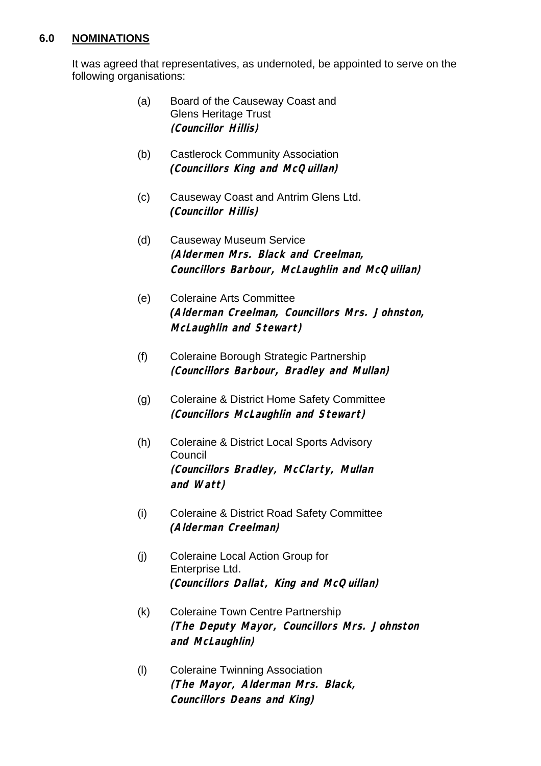## 6.0 NOMINATIONS

It was agreed that representatives, as undernoted, be appointed to serve on the following organisations:

(a) Board of the Causeway Coast and Glens Heritage Trust
***(Councillor Hillis)***

(b) Castlerock Community Association
***(Councillors King and McQuillan)***

(c) Causeway Coast and Antrim Glens Ltd.
***(Councillor Hillis)***

(d) Causeway Museum Service
***(Aldermen Mrs. Black and Creelman, Councillors Barbour, McLaughlin and McQuillan)***

(e) Coleraine Arts Committee
***(Alderman Creelman, Councillors Mrs. Johnston, McLaughlin and Stewart)***

(f) Coleraine Borough Strategic Partnership
***(Councillors Barbour, Bradley and Mullan)***

(g) Coleraine & District Home Safety Committee
***(Councillors McLaughlin and Stewart)***

(h) Coleraine & District Local Sports Advisory Council
***(Councillors Bradley, McClarty, Mullan and Watt)***

(i) Coleraine & District Road Safety Committee
***(Alderman Creelman)***

(j) Coleraine Local Action Group for Enterprise Ltd.
***(Councillors Dallat, King and McQuillan)***

(k) Coleraine Town Centre Partnership
***(The Deputy Mayor, Councillors Mrs. Johnston and McLaughlin)***

(l) Coleraine Twinning Association
***(The Mayor, Alderman Mrs. Black, Councillors Deans and King)***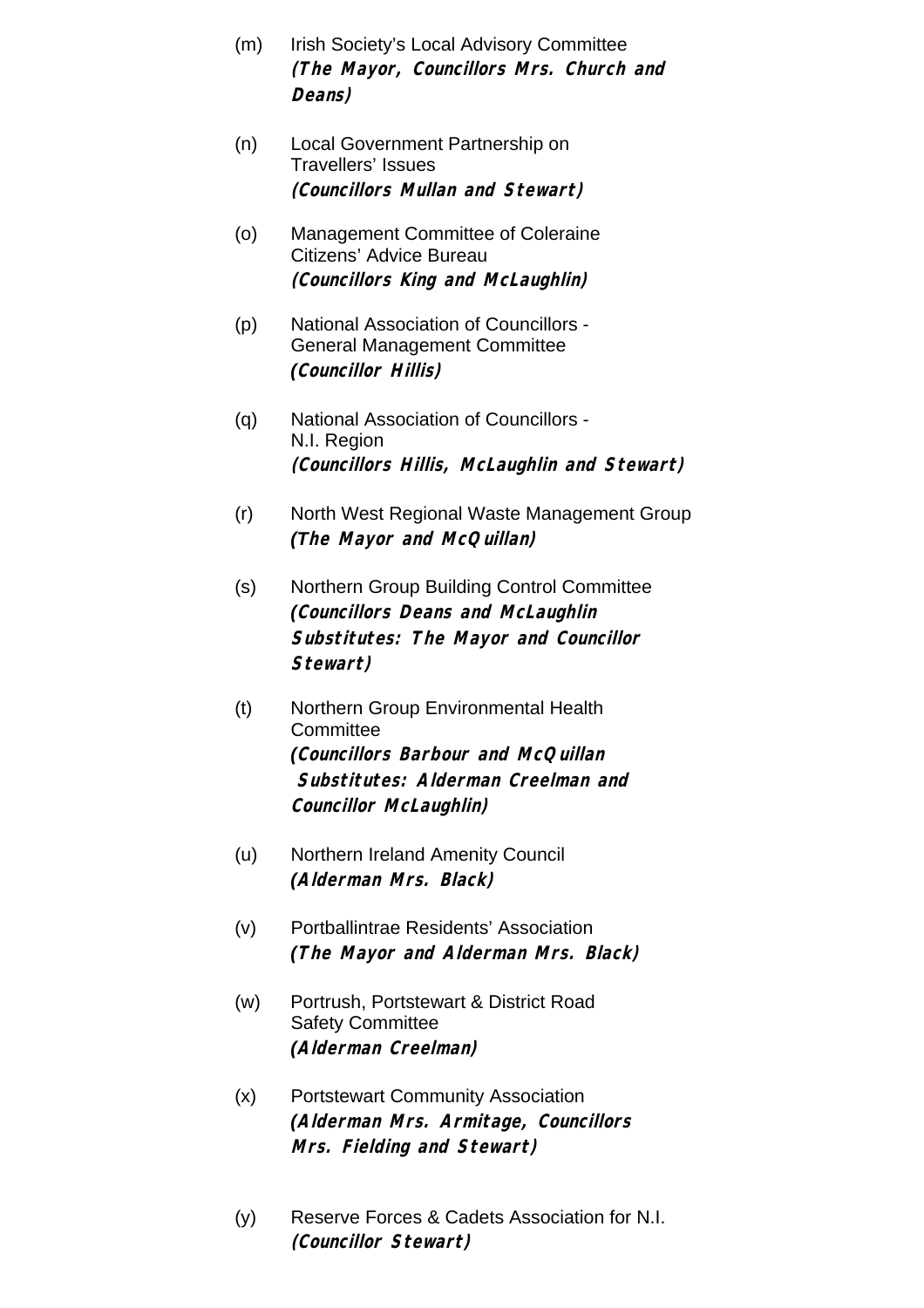(m) Irish Society's Local Advisory Committee
***(The Mayor, Councillors Mrs. Church and Deans)***

(n) Local Government Partnership on Travellers' Issues
***(Councillors Mullan and Stewart)***

(o) Management Committee of Coleraine Citizens' Advice Bureau
***(Councillors King and McLaughlin)***

(p) National Association of Councillors - General Management Committee
***(Councillor Hillis)***

(q) National Association of Councillors - N.I. Region
***(Councillors Hillis, McLaughlin and Stewart)***

(r) North West Regional Waste Management Group
***(The Mayor and McQuillan)***

(s) Northern Group Building Control Committee
***(Councillors Deans and McLaughlin Substitutes: The Mayor and Councillor Stewart)***

(t) Northern Group Environmental Health Committee
***(Councillors Barbour and McQuillan Substitutes: Alderman Creelman and Councillor McLaughlin)***

(u) Northern Ireland Amenity Council
***(Alderman Mrs. Black)***

(v) Portballintrae Residents' Association
***(The Mayor and Alderman Mrs. Black)***

(w) Portrush, Portstewart & District Road Safety Committee
***(Alderman Creelman)***

(x) Portstewart Community Association
***(Alderman Mrs. Armitage, Councillors Mrs. Fielding and Stewart)***

(y) Reserve Forces & Cadets Association for N.I.
***(Councillor Stewart)***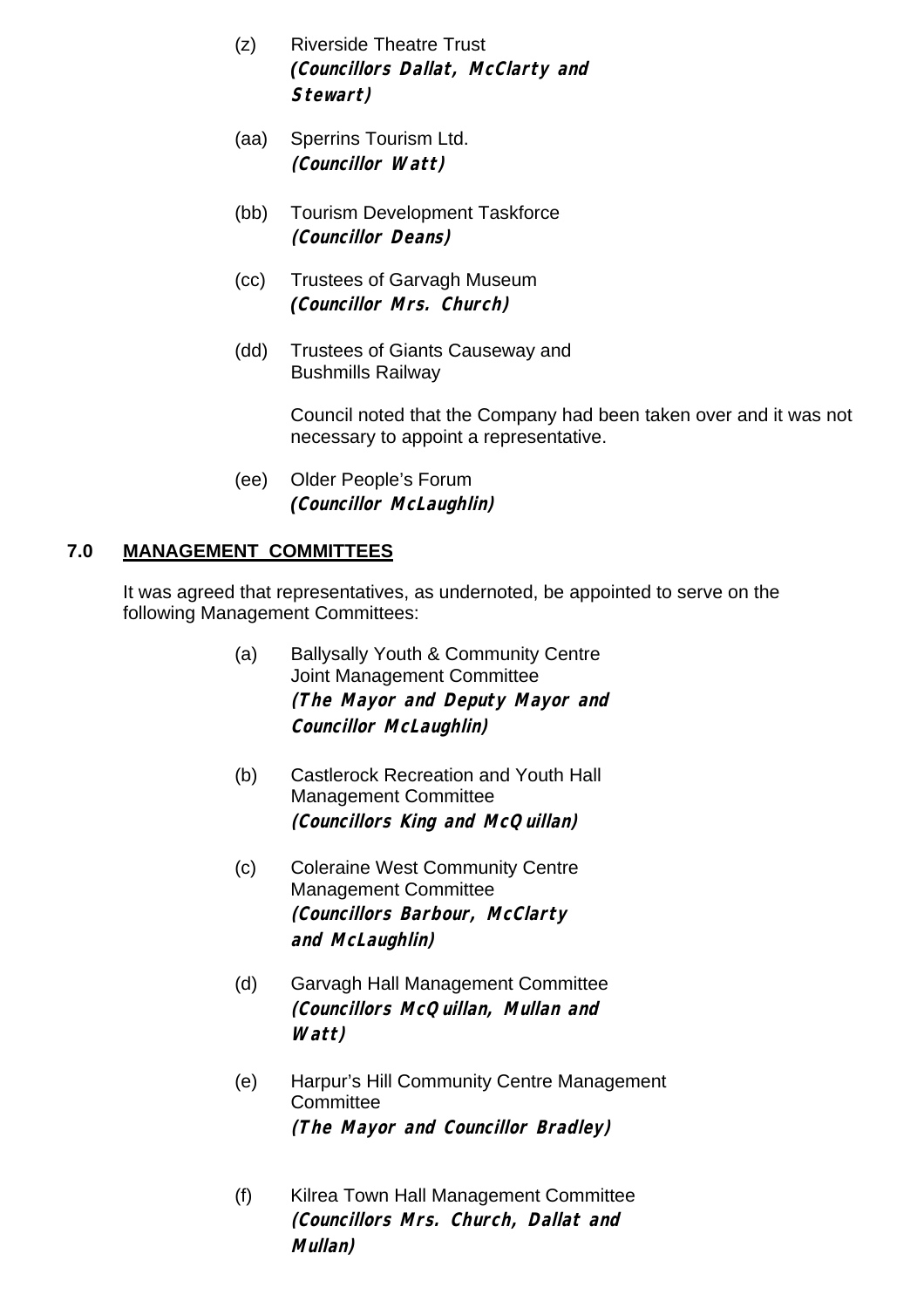(z) Riverside Theatre Trust
***(Councillors Dallat, McClarty and Stewart)***

(aa) Sperrins Tourism Ltd.
***(Councillor Watt)***

(bb) Tourism Development Taskforce
***(Councillor Deans)***

(cc) Trustees of Garvagh Museum
***(Councillor Mrs. Church)***

(dd) Trustees of Giants Causeway and Bushmills Railway

Council noted that the Company had been taken over and it was not necessary to appoint a representative.

(ee) Older People's Forum
***(Councillor McLaughlin)***

## 7.0 MANAGEMENT COMMITTEES

It was agreed that representatives, as undernoted, be appointed to serve on the following Management Committees:

(a) Ballysally Youth & Community Centre Joint Management Committee
***(The Mayor and Deputy Mayor and Councillor McLaughlin)***

(b) Castlerock Recreation and Youth Hall Management Committee
***(Councillors King and McQuillan)***

(c) Coleraine West Community Centre Management Committee
***(Councillors Barbour, McClarty and McLaughlin)***

(d) Garvagh Hall Management Committee
***(Councillors McQuillan, Mullan and Watt)***

(e) Harpur's Hill Community Centre Management Committee
***(The Mayor and Councillor Bradley)***

(f) Kilrea Town Hall Management Committee
***(Councillors Mrs. Church, Dallat and Mullan)***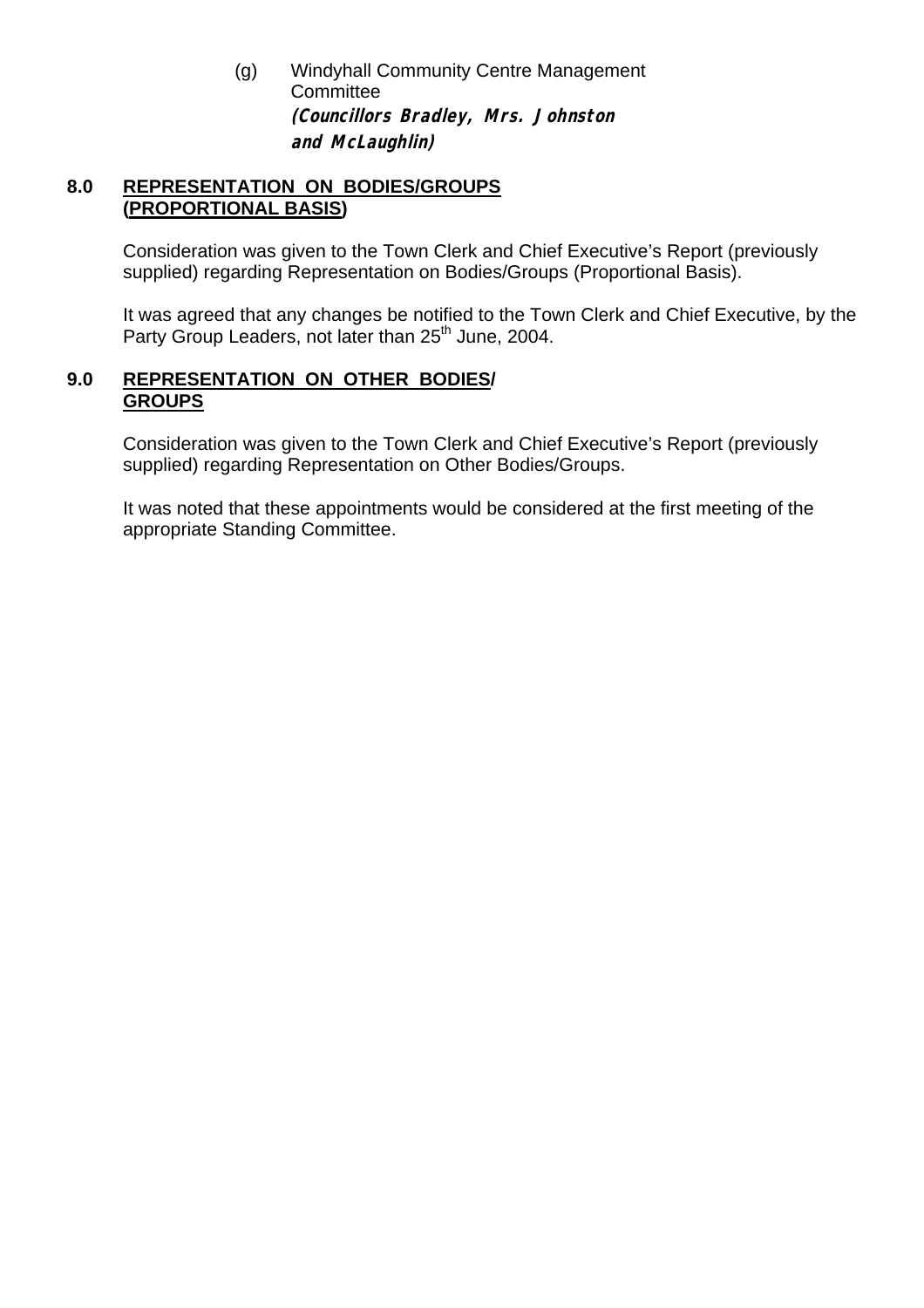(g) Windyhall Community Centre Management Committee
**(Councillors Bradley, Mrs. Johnston and McLaughlin)**

## 8.0 REPRESENTATION ON BODIES/GROUPS (PROPORTIONAL BASIS)

Consideration was given to the Town Clerk and Chief Executive's Report (previously supplied) regarding Representation on Bodies/Groups (Proportional Basis).

It was agreed that any changes be notified to the Town Clerk and Chief Executive, by the Party Group Leaders, not later than 25th June, 2004.

## 9.0 REPRESENTATION ON OTHER BODIES/ GROUPS

Consideration was given to the Town Clerk and Chief Executive's Report (previously supplied) regarding Representation on Other Bodies/Groups.

It was noted that these appointments would be considered at the first meeting of the appropriate Standing Committee.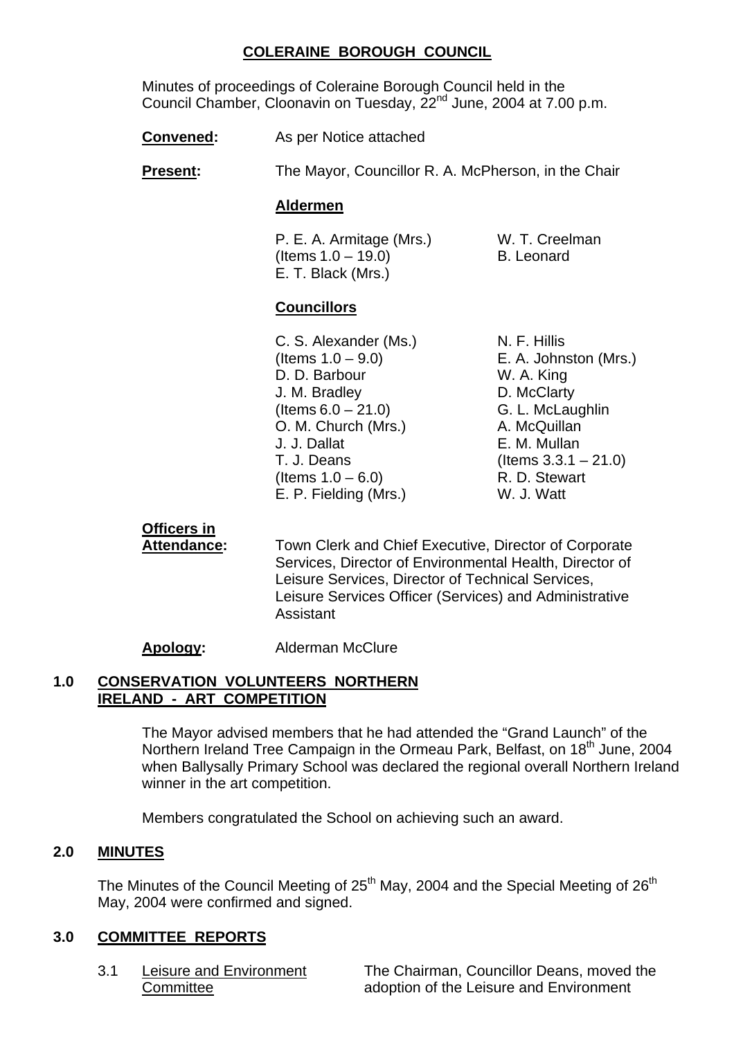# COLERAINE BOROUGH COUNCIL

Minutes of proceedings of Coleraine Borough Council held in the Council Chamber, Cloonavin on Tuesday, 22nd June, 2004 at 7.00 p.m.

**Convened:** As per Notice attached

**Present:** The Mayor, Councillor R. A. McPherson, in the Chair

**Aldermen**

P. E. A. Armitage (Mrs.) (Items 1.0 – 19.0)
E. T. Black (Mrs.)
W. T. Creelman
B. Leonard

**Councillors**

C. S. Alexander (Ms.) (Items 1.0 – 9.0)
D. D. Barbour
J. M. Bradley (Items 6.0 – 21.0)
O. M. Church (Mrs.)
J. J. Dallat
T. J. Deans (Items 1.0 – 6.0)
E. P. Fielding (Mrs.)
N. F. Hillis
E. A. Johnston (Mrs.)
W. A. King
D. McClarty
G. L. McLaughlin
A. McQuillan
E. M. Mullan (Items 3.3.1 – 21.0)
R. D. Stewart
W. J. Watt

**Officers in Attendance:** Town Clerk and Chief Executive, Director of Corporate Services, Director of Environmental Health, Director of Leisure Services, Director of Technical Services, Leisure Services Officer (Services) and Administrative Assistant

**Apology:** Alderman McClure

## 1.0 CONSERVATION VOLUNTEERS NORTHERN IRELAND - ART COMPETITION

The Mayor advised members that he had attended the "Grand Launch" of the Northern Ireland Tree Campaign in the Ormeau Park, Belfast, on 18th June, 2004 when Ballysally Primary School was declared the regional overall Northern Ireland winner in the art competition.

Members congratulated the School on achieving such an award.

## 2.0 MINUTES

The Minutes of the Council Meeting of 25th May, 2004 and the Special Meeting of 26th May, 2004 were confirmed and signed.

## 3.0 COMMITTEE REPORTS

3.1 Leisure and Environment Committee — The Chairman, Councillor Deans, moved the adoption of the Leisure and Environment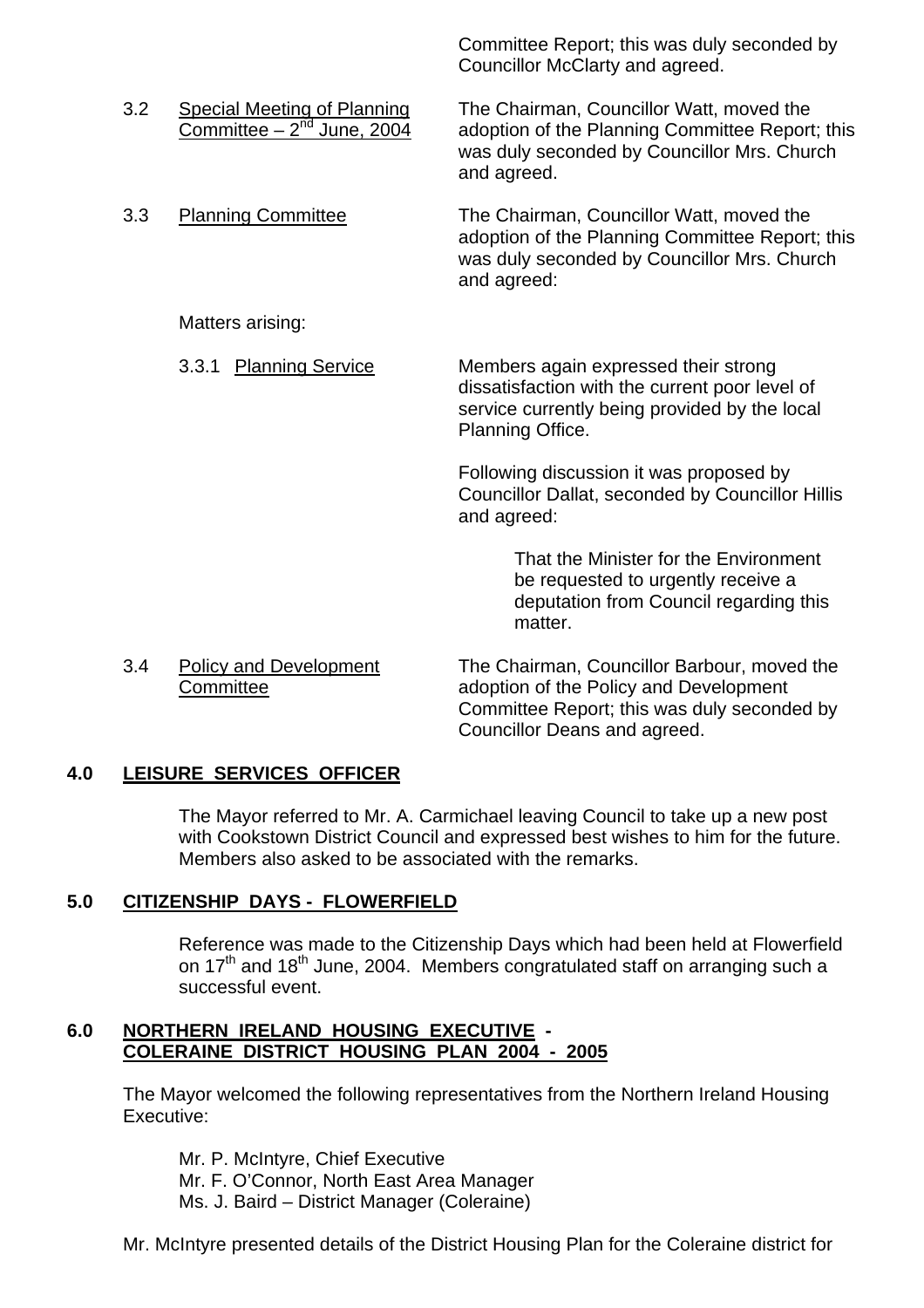Committee Report; this was duly seconded by Councillor McClarty and agreed.

3.2 Special Meeting of Planning Committee – 2nd June, 2004

The Chairman, Councillor Watt, moved the adoption of the Planning Committee Report; this was duly seconded by Councillor Mrs. Church and agreed.

3.3 Planning Committee

The Chairman, Councillor Watt, moved the adoption of the Planning Committee Report; this was duly seconded by Councillor Mrs. Church and agreed:

Matters arising:

3.3.1 Planning Service

Members again expressed their strong dissatisfaction with the current poor level of service currently being provided by the local Planning Office.

Following discussion it was proposed by Councillor Dallat, seconded by Councillor Hillis and agreed:

> That the Minister for the Environment be requested to urgently receive a deputation from Council regarding this matter.

3.4 Policy and Development Committee

The Chairman, Councillor Barbour, moved the adoption of the Policy and Development Committee Report; this was duly seconded by Councillor Deans and agreed.

## 4.0 LEISURE SERVICES OFFICER

The Mayor referred to Mr. A. Carmichael leaving Council to take up a new post with Cookstown District Council and expressed best wishes to him for the future. Members also asked to be associated with the remarks.

## 5.0 CITIZENSHIP DAYS - FLOWERFIELD

Reference was made to the Citizenship Days which had been held at Flowerfield on 17th and 18th June, 2004. Members congratulated staff on arranging such a successful event.

## 6.0 NORTHERN IRELAND HOUSING EXECUTIVE - COLERAINE DISTRICT HOUSING PLAN 2004 - 2005

The Mayor welcomed the following representatives from the Northern Ireland Housing Executive:

Mr. P. McIntyre, Chief Executive
Mr. F. O'Connor, North East Area Manager
Ms. J. Baird – District Manager (Coleraine)

Mr. McIntyre presented details of the District Housing Plan for the Coleraine district for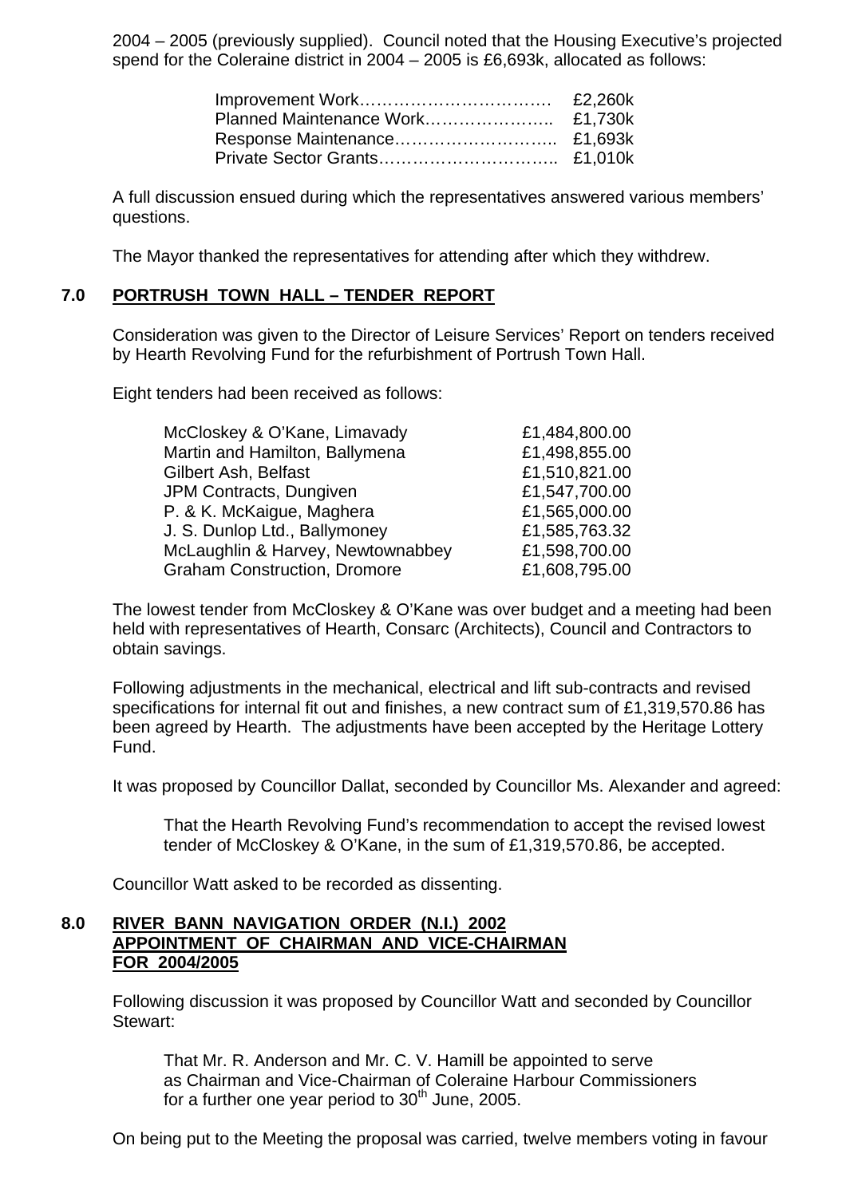2004 – 2005 (previously supplied). Council noted that the Housing Executive's projected spend for the Coleraine district in 2004 – 2005 is £6,693k, allocated as follows:

| | |
|---|---|
| Improvement Work…………………………… | £2,260k |
| Planned Maintenance Work………………….. | £1,730k |
| Response Maintenance……………………….. | £1,693k |
| Private Sector Grants………………………….. | £1,010k |

A full discussion ensued during which the representatives answered various members' questions.

The Mayor thanked the representatives for attending after which they withdrew.

## 7.0 PORTRUSH TOWN HALL – TENDER REPORT

Consideration was given to the Director of Leisure Services' Report on tenders received by Hearth Revolving Fund for the refurbishment of Portrush Town Hall.

Eight tenders had been received as follows:

| | |
|---|---|
| McCloskey & O'Kane, Limavady | £1,484,800.00 |
| Martin and Hamilton, Ballymena | £1,498,855.00 |
| Gilbert Ash, Belfast | £1,510,821.00 |
| JPM Contracts, Dungiven | £1,547,700.00 |
| P. & K. McKaigue, Maghera | £1,565,000.00 |
| J. S. Dunlop Ltd., Ballymoney | £1,585,763.32 |
| McLaughlin & Harvey, Newtownabbey | £1,598,700.00 |
| Graham Construction, Dromore | £1,608,795.00 |

The lowest tender from McCloskey & O'Kane was over budget and a meeting had been held with representatives of Hearth, Consarc (Architects), Council and Contractors to obtain savings.

Following adjustments in the mechanical, electrical and lift sub-contracts and revised specifications for internal fit out and finishes, a new contract sum of £1,319,570.86 has been agreed by Hearth. The adjustments have been accepted by the Heritage Lottery Fund.

It was proposed by Councillor Dallat, seconded by Councillor Ms. Alexander and agreed:

> That the Hearth Revolving Fund's recommendation to accept the revised lowest tender of McCloskey & O'Kane, in the sum of £1,319,570.86, be accepted.

Councillor Watt asked to be recorded as dissenting.

## 8.0 RIVER BANN NAVIGATION ORDER (N.I.) 2002 APPOINTMENT OF CHAIRMAN AND VICE-CHAIRMAN FOR 2004/2005

Following discussion it was proposed by Councillor Watt and seconded by Councillor Stewart:

> That Mr. R. Anderson and Mr. C. V. Hamill be appointed to serve as Chairman and Vice-Chairman of Coleraine Harbour Commissioners for a further one year period to 30th June, 2005.

On being put to the Meeting the proposal was carried, twelve members voting in favour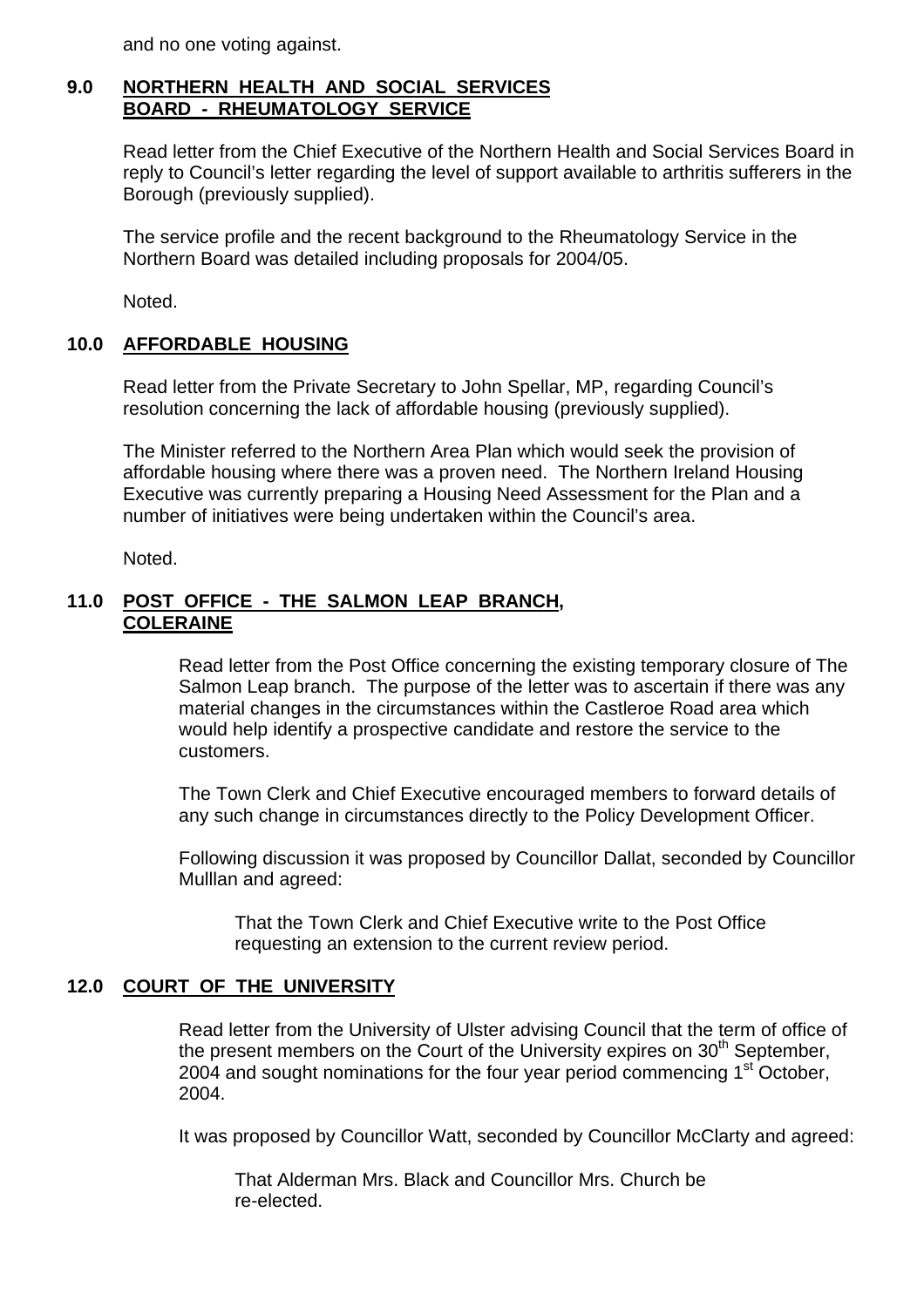and no one voting against.

## 9.0 NORTHERN HEALTH AND SOCIAL SERVICES BOARD - RHEUMATOLOGY SERVICE

Read letter from the Chief Executive of the Northern Health and Social Services Board in reply to Council's letter regarding the level of support available to arthritis sufferers in the Borough (previously supplied).

The service profile and the recent background to the Rheumatology Service in the Northern Board was detailed including proposals for 2004/05.

Noted.

## 10.0 AFFORDABLE HOUSING

Read letter from the Private Secretary to John Spellar, MP, regarding Council's resolution concerning the lack of affordable housing (previously supplied).

The Minister referred to the Northern Area Plan which would seek the provision of affordable housing where there was a proven need. The Northern Ireland Housing Executive was currently preparing a Housing Need Assessment for the Plan and a number of initiatives were being undertaken within the Council's area.

Noted.

## 11.0 POST OFFICE - THE SALMON LEAP BRANCH, COLERAINE

Read letter from the Post Office concerning the existing temporary closure of The Salmon Leap branch. The purpose of the letter was to ascertain if there was any material changes in the circumstances within the Castleroe Road area which would help identify a prospective candidate and restore the service to the customers.

The Town Clerk and Chief Executive encouraged members to forward details of any such change in circumstances directly to the Policy Development Officer.

Following discussion it was proposed by Councillor Dallat, seconded by Councillor Mulllan and agreed:

> That the Town Clerk and Chief Executive write to the Post Office requesting an extension to the current review period.

## 12.0 COURT OF THE UNIVERSITY

Read letter from the University of Ulster advising Council that the term of office of the present members on the Court of the University expires on 30th September, 2004 and sought nominations for the four year period commencing 1st October, 2004.

It was proposed by Councillor Watt, seconded by Councillor McClarty and agreed:

> That Alderman Mrs. Black and Councillor Mrs. Church be re-elected.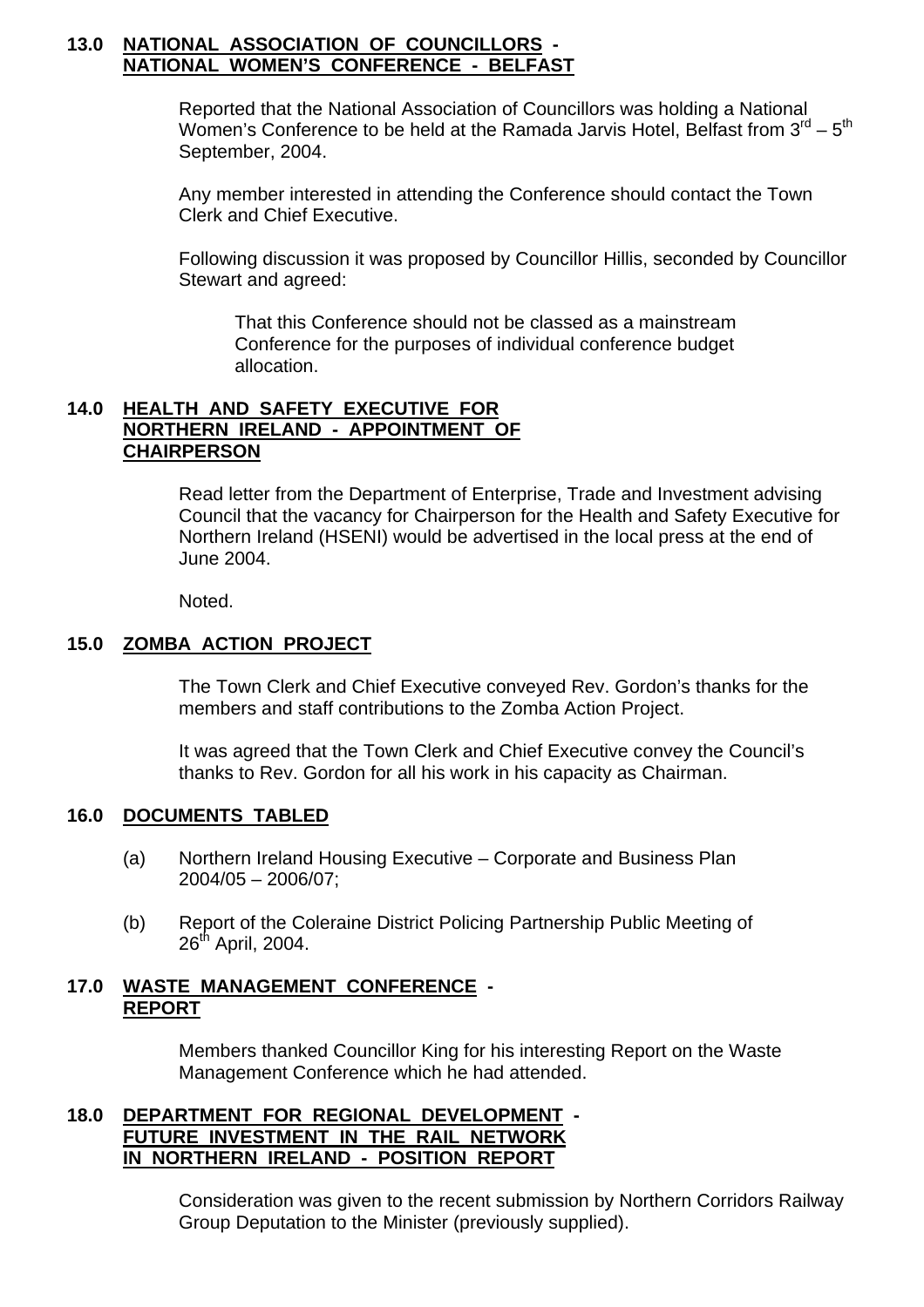**13.0 NATIONAL ASSOCIATION OF COUNCILLORS - NATIONAL WOMEN'S CONFERENCE - BELFAST**

Reported that the National Association of Councillors was holding a National Women's Conference to be held at the Ramada Jarvis Hotel, Belfast from 3rd – 5th September, 2004.

Any member interested in attending the Conference should contact the Town Clerk and Chief Executive.

Following discussion it was proposed by Councillor Hillis, seconded by Councillor Stewart and agreed:

> That this Conference should not be classed as a mainstream Conference for the purposes of individual conference budget allocation.

**14.0 HEALTH AND SAFETY EXECUTIVE FOR NORTHERN IRELAND - APPOINTMENT OF CHAIRPERSON**

Read letter from the Department of Enterprise, Trade and Investment advising Council that the vacancy for Chairperson for the Health and Safety Executive for Northern Ireland (HSENI) would be advertised in the local press at the end of June 2004.

Noted.

**15.0 ZOMBA ACTION PROJECT**

The Town Clerk and Chief Executive conveyed Rev. Gordon's thanks for the members and staff contributions to the Zomba Action Project.

It was agreed that the Town Clerk and Chief Executive convey the Council's thanks to Rev. Gordon for all his work in his capacity as Chairman.

**16.0 DOCUMENTS TABLED**

(a) Northern Ireland Housing Executive – Corporate and Business Plan 2004/05 – 2006/07;

(b) Report of the Coleraine District Policing Partnership Public Meeting of 26th April, 2004.

**17.0 WASTE MANAGEMENT CONFERENCE - REPORT**

Members thanked Councillor King for his interesting Report on the Waste Management Conference which he had attended.

**18.0 DEPARTMENT FOR REGIONAL DEVELOPMENT - FUTURE INVESTMENT IN THE RAIL NETWORK IN NORTHERN IRELAND - POSITION REPORT**

Consideration was given to the recent submission by Northern Corridors Railway Group Deputation to the Minister (previously supplied).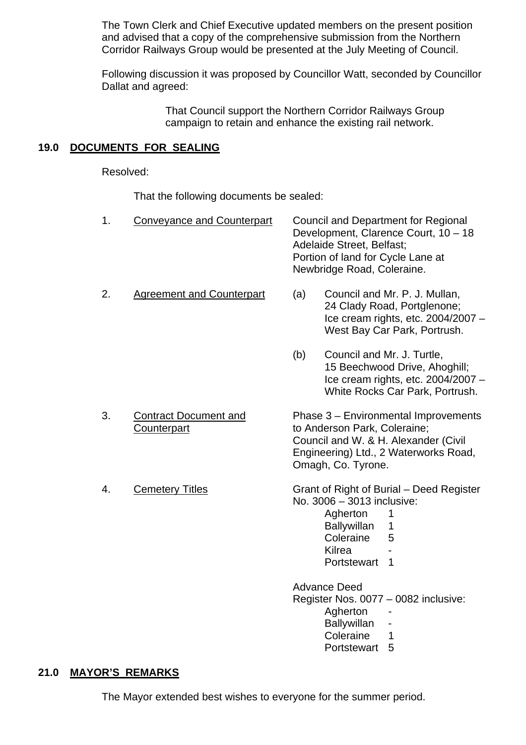The Town Clerk and Chief Executive updated members on the present position and advised that a copy of the comprehensive submission from the Northern Corridor Railways Group would be presented at the July Meeting of Council.

Following discussion it was proposed by Councillor Watt, seconded by Councillor Dallat and agreed:

> That Council support the Northern Corridor Railways Group campaign to retain and enhance the existing rail network.

## 19.0 DOCUMENTS FOR SEALING

Resolved:

That the following documents be sealed:

1. Conveyance and Counterpart — Council and Department for Regional Development, Clarence Court, 10 – 18 Adelaide Street, Belfast; Portion of land for Cycle Lane at Newbridge Road, Coleraine.

2. Agreement and Counterpart
   - (a) Council and Mr. P. J. Mullan, 24 Clady Road, Portglenone; Ice cream rights, etc. 2004/2007 – West Bay Car Park, Portrush.
   - (b) Council and Mr. J. Turtle, 15 Beechwood Drive, Ahoghill; Ice cream rights, etc. 2004/2007 – White Rocks Car Park, Portrush.

3. Contract Document and Counterpart — Phase 3 – Environmental Improvements to Anderson Park, Coleraine; Council and W. & H. Alexander (Civil Engineering) Ltd., 2 Waterworks Road, Omagh, Co. Tyrone.

4. Cemetery Titles — Grant of Right of Burial – Deed Register No. 3006 – 3013 inclusive:

| | |
|---|---|
| Agherton | 1 |
| Ballywillan | 1 |
| Coleraine | 5 |
| Kilrea | - |
| Portstewart | 1 |

Advance Deed Register Nos. 0077 – 0082 inclusive:

| | |
|---|---|
| Agherton | - |
| Ballywillan | - |
| Coleraine | 1 |
| Portstewart | 5 |

## 21.0 MAYOR'S REMARKS

The Mayor extended best wishes to everyone for the summer period.